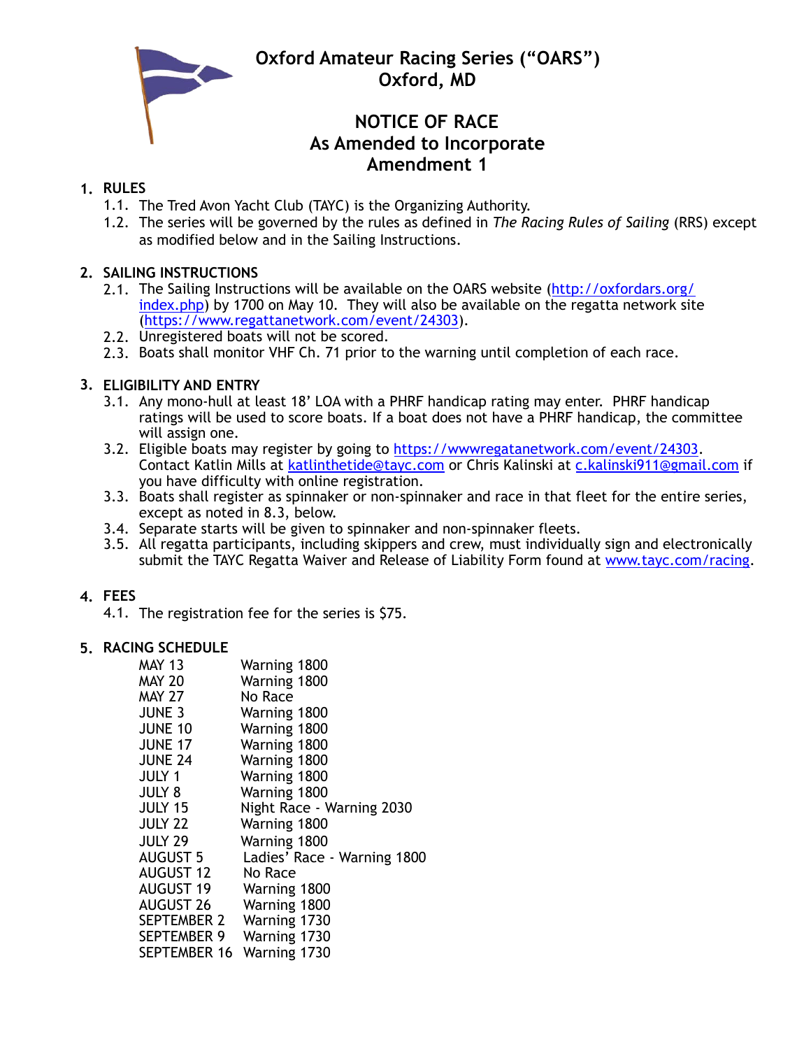# Oxford Amateur Racing Series ("OARS")
# Oxford, MD

## NOTICE OF RACE
## As Amended to Incorporate
## Amendment 1

**1. RULES**

1.1. The Tred Avon Yacht Club (TAYC) is the Organizing Authority.

1.2. The series will be governed by the rules as defined in *The Racing Rules of Sailing* (RRS) except as modified below and in the Sailing Instructions.

**2. SAILING INSTRUCTIONS**

2.1. The Sailing Instructions will be available on the OARS website (http://oxfordars.org/index.php) by 1700 on May 10. They will also be available on the regatta network site (https://www.regattanetwork.com/event/24303).

2.2. Unregistered boats will not be scored.

2.3. Boats shall monitor VHF Ch. 71 prior to the warning until completion of each race.

**3. ELIGIBILITY AND ENTRY**

3.1. Any mono-hull at least 18' LOA with a PHRF handicap rating may enter. PHRF handicap ratings will be used to score boats. If a boat does not have a PHRF handicap, the committee will assign one.

3.2. Eligible boats may register by going to https://wwwregatanetwork.com/event/24303. Contact Katlin Mills at katlinthetide@tayc.com or Chris Kalinski at c.kalinski911@gmail.com if you have difficulty with online registration.

3.3. Boats shall register as spinnaker or non-spinnaker and race in that fleet for the entire series, except as noted in 8.3, below.

3.4. Separate starts will be given to spinnaker and non-spinnaker fleets.

3.5. All regatta participants, including skippers and crew, must individually sign and electronically submit the TAYC Regatta Waiver and Release of Liability Form found at www.tayc.com/racing.

**4. FEES**

4.1. The registration fee for the series is $75.

**5. RACING SCHEDULE**

| | |
|---|---|
| MAY 13 | Warning 1800 |
| MAY 20 | Warning 1800 |
| MAY 27 | No Race |
| JUNE 3 | Warning 1800 |
| JUNE 10 | Warning 1800 |
| JUNE 17 | Warning 1800 |
| JUNE 24 | Warning 1800 |
| JULY 1 | Warning 1800 |
| JULY 8 | Warning 1800 |
| JULY 15 | Night Race - Warning 2030 |
| JULY 22 | Warning 1800 |
| JULY 29 | Warning 1800 |
| AUGUST 5 | Ladies' Race - Warning 1800 |
| AUGUST 12 | No Race |
| AUGUST 19 | Warning 1800 |
| AUGUST 26 | Warning 1800 |
| SEPTEMBER 2 | Warning 1730 |
| SEPTEMBER 9 | Warning 1730 |
| SEPTEMBER 16 | Warning 1730 |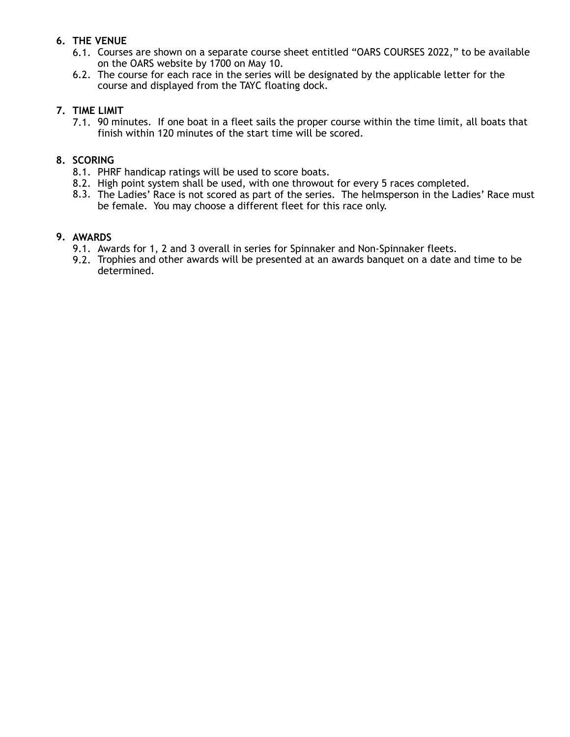6. **THE VENUE**
   6.1. Courses are shown on a separate course sheet entitled “OARS COURSES 2022,” to be available on the OARS website by 1700 on May 10.
   6.2. The course for each race in the series will be designated by the applicable letter for the course and displayed from the TAYC floating dock.

7. **TIME LIMIT**
   7.1. 90 minutes. If one boat in a fleet sails the proper course within the time limit, all boats that finish within 120 minutes of the start time will be scored.

8. **SCORING**
   8.1. PHRF handicap ratings will be used to score boats.
   8.2. High point system shall be used, with one throwout for every 5 races completed.
   8.3. The Ladies’ Race is not scored as part of the series. The helmsperson in the Ladies’ Race must be female. You may choose a different fleet for this race only.

9. **AWARDS**
   9.1. Awards for 1, 2 and 3 overall in series for Spinnaker and Non-Spinnaker fleets.
   9.2. Trophies and other awards will be presented at an awards banquet on a date and time to be determined.